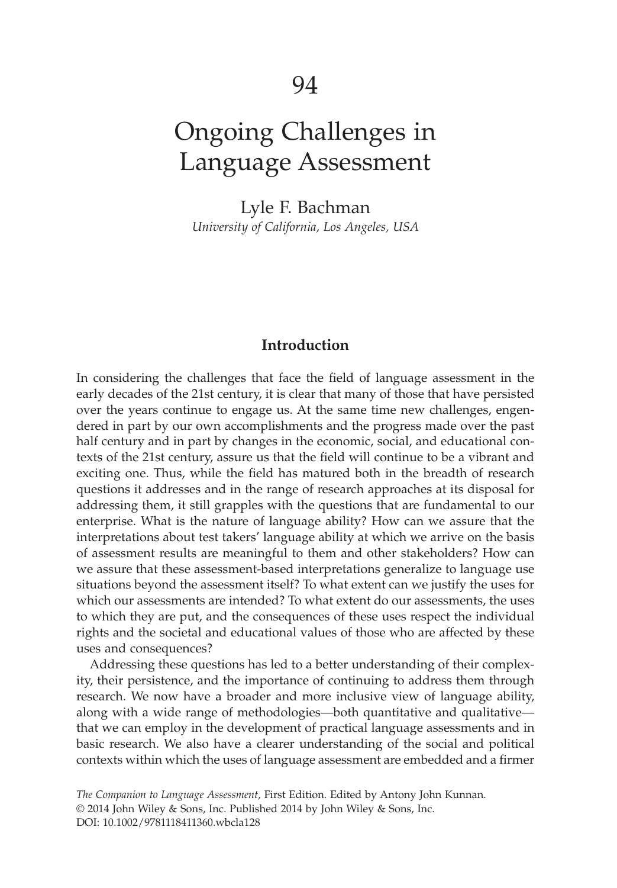# 94

# Ongoing Challenges in Language Assessment

Lyle F. Bachman

*University of California, Los Angeles, USA*

## Introduction

In considering the challenges that face the field of language assessment in the early decades of the 21st century, it is clear that many of those that have persisted over the years continue to engage us. At the same time new challenges, engendered in part by our own accomplishments and the progress made over the past half century and in part by changes in the economic, social, and educational contexts of the 21st century, assure us that the field will continue to be a vibrant and exciting one. Thus, while the field has matured both in the breadth of research questions it addresses and in the range of research approaches at its disposal for addressing them, it still grapples with the questions that are fundamental to our enterprise. What is the nature of language ability? How can we assure that the interpretations about test takers' language ability at which we arrive on the basis of assessment results are meaningful to them and other stakeholders? How can we assure that these assessment-based interpretations generalize to language use situations beyond the assessment itself? To what extent can we justify the uses for which our assessments are intended? To what extent do our assessments, the uses to which they are put, and the consequences of these uses respect the individual rights and the societal and educational values of those who are affected by these uses and consequences?

Addressing these questions has led to a better understanding of their complexity, their persistence, and the importance of continuing to address them through research. We now have a broader and more inclusive view of language ability, along with a wide range of methodologies—both quantitative and qualitative—that we can employ in the development of practical language assessments and in basic research. We also have a clearer understanding of the social and political contexts within which the uses of language assessment are embedded and a firmer

*The Companion to Language Assessment*, First Edition. Edited by Antony John Kunnan.
© 2014 John Wiley & Sons, Inc. Published 2014 by John Wiley & Sons, Inc.
DOI: 10.1002/9781118411360.wbcla128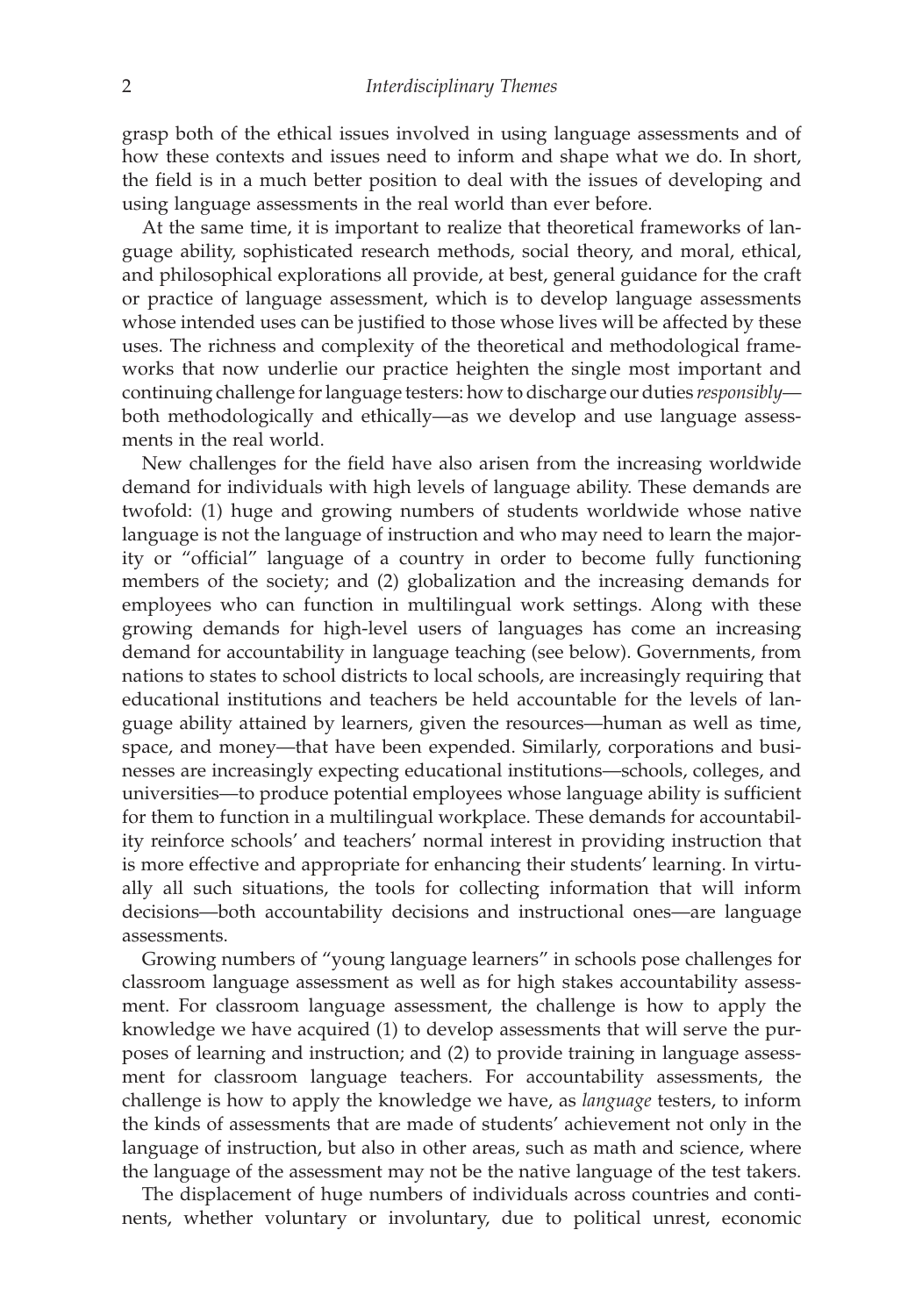grasp both of the ethical issues involved in using language assessments and of how these contexts and issues need to inform and shape what we do. In short, the field is in a much better position to deal with the issues of developing and using language assessments in the real world than ever before.

At the same time, it is important to realize that theoretical frameworks of language ability, sophisticated research methods, social theory, and moral, ethical, and philosophical explorations all provide, at best, general guidance for the craft or practice of language assessment, which is to develop language assessments whose intended uses can be justified to those whose lives will be affected by these uses. The richness and complexity of the theoretical and methodological frameworks that now underlie our practice heighten the single most important and continuing challenge for language testers: how to discharge our duties *responsibly*—both methodologically and ethically—as we develop and use language assessments in the real world.

New challenges for the field have also arisen from the increasing worldwide demand for individuals with high levels of language ability. These demands are twofold: (1) huge and growing numbers of students worldwide whose native language is not the language of instruction and who may need to learn the majority or "official" language of a country in order to become fully functioning members of the society; and (2) globalization and the increasing demands for employees who can function in multilingual work settings. Along with these growing demands for high-level users of languages has come an increasing demand for accountability in language teaching (see below). Governments, from nations to states to school districts to local schools, are increasingly requiring that educational institutions and teachers be held accountable for the levels of language ability attained by learners, given the resources—human as well as time, space, and money—that have been expended. Similarly, corporations and businesses are increasingly expecting educational institutions—schools, colleges, and universities—to produce potential employees whose language ability is sufficient for them to function in a multilingual workplace. These demands for accountability reinforce schools' and teachers' normal interest in providing instruction that is more effective and appropriate for enhancing their students' learning. In virtually all such situations, the tools for collecting information that will inform decisions—both accountability decisions and instructional ones—are language assessments.

Growing numbers of "young language learners" in schools pose challenges for classroom language assessment as well as for high stakes accountability assessment. For classroom language assessment, the challenge is how to apply the knowledge we have acquired (1) to develop assessments that will serve the purposes of learning and instruction; and (2) to provide training in language assessment for classroom language teachers. For accountability assessments, the challenge is how to apply the knowledge we have, as *language* testers, to inform the kinds of assessments that are made of students' achievement not only in the language of instruction, but also in other areas, such as math and science, where the language of the assessment may not be the native language of the test takers.

The displacement of huge numbers of individuals across countries and continents, whether voluntary or involuntary, due to political unrest, economic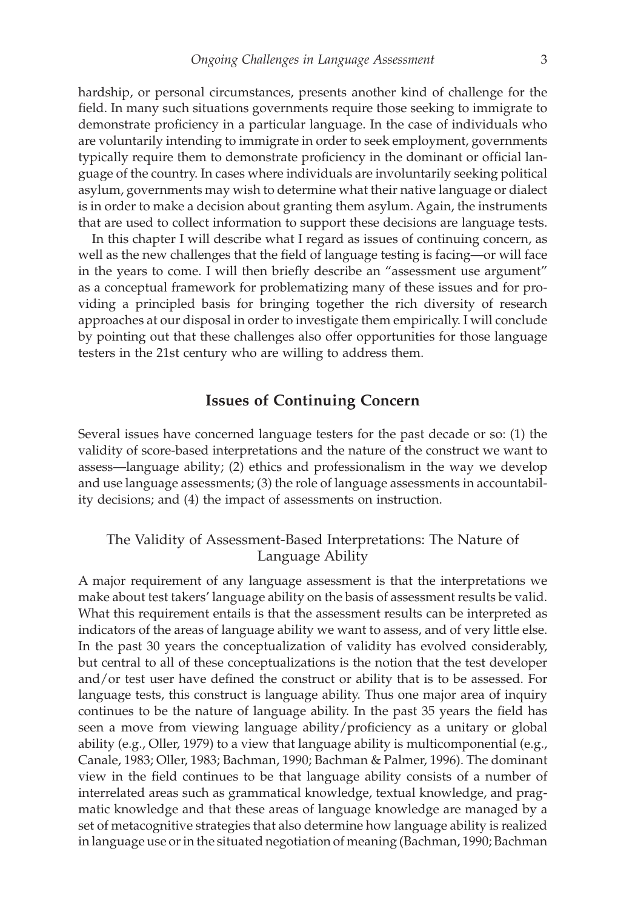hardship, or personal circumstances, presents another kind of challenge for the field. In many such situations governments require those seeking to immigrate to demonstrate proficiency in a particular language. In the case of individuals who are voluntarily intending to immigrate in order to seek employment, governments typically require them to demonstrate proficiency in the dominant or official language of the country. In cases where individuals are involuntarily seeking political asylum, governments may wish to determine what their native language or dialect is in order to make a decision about granting them asylum. Again, the instruments that are used to collect information to support these decisions are language tests.

In this chapter I will describe what I regard as issues of continuing concern, as well as the new challenges that the field of language testing is facing—or will face in the years to come. I will then briefly describe an "assessment use argument" as a conceptual framework for problematizing many of these issues and for providing a principled basis for bringing together the rich diversity of research approaches at our disposal in order to investigate them empirically. I will conclude by pointing out that these challenges also offer opportunities for those language testers in the 21st century who are willing to address them.

## Issues of Continuing Concern

Several issues have concerned language testers for the past decade or so: (1) the validity of score-based interpretations and the nature of the construct we want to assess—language ability; (2) ethics and professionalism in the way we develop and use language assessments; (3) the role of language assessments in accountability decisions; and (4) the impact of assessments on instruction.

### The Validity of Assessment-Based Interpretations: The Nature of Language Ability

A major requirement of any language assessment is that the interpretations we make about test takers' language ability on the basis of assessment results be valid. What this requirement entails is that the assessment results can be interpreted as indicators of the areas of language ability we want to assess, and of very little else. In the past 30 years the conceptualization of validity has evolved considerably, but central to all of these conceptualizations is the notion that the test developer and/or test user have defined the construct or ability that is to be assessed. For language tests, this construct is language ability. Thus one major area of inquiry continues to be the nature of language ability. In the past 35 years the field has seen a move from viewing language ability/proficiency as a unitary or global ability (e.g., Oller, 1979) to a view that language ability is multicomponential (e.g., Canale, 1983; Oller, 1983; Bachman, 1990; Bachman & Palmer, 1996). The dominant view in the field continues to be that language ability consists of a number of interrelated areas such as grammatical knowledge, textual knowledge, and pragmatic knowledge and that these areas of language knowledge are managed by a set of metacognitive strategies that also determine how language ability is realized in language use or in the situated negotiation of meaning (Bachman, 1990; Bachman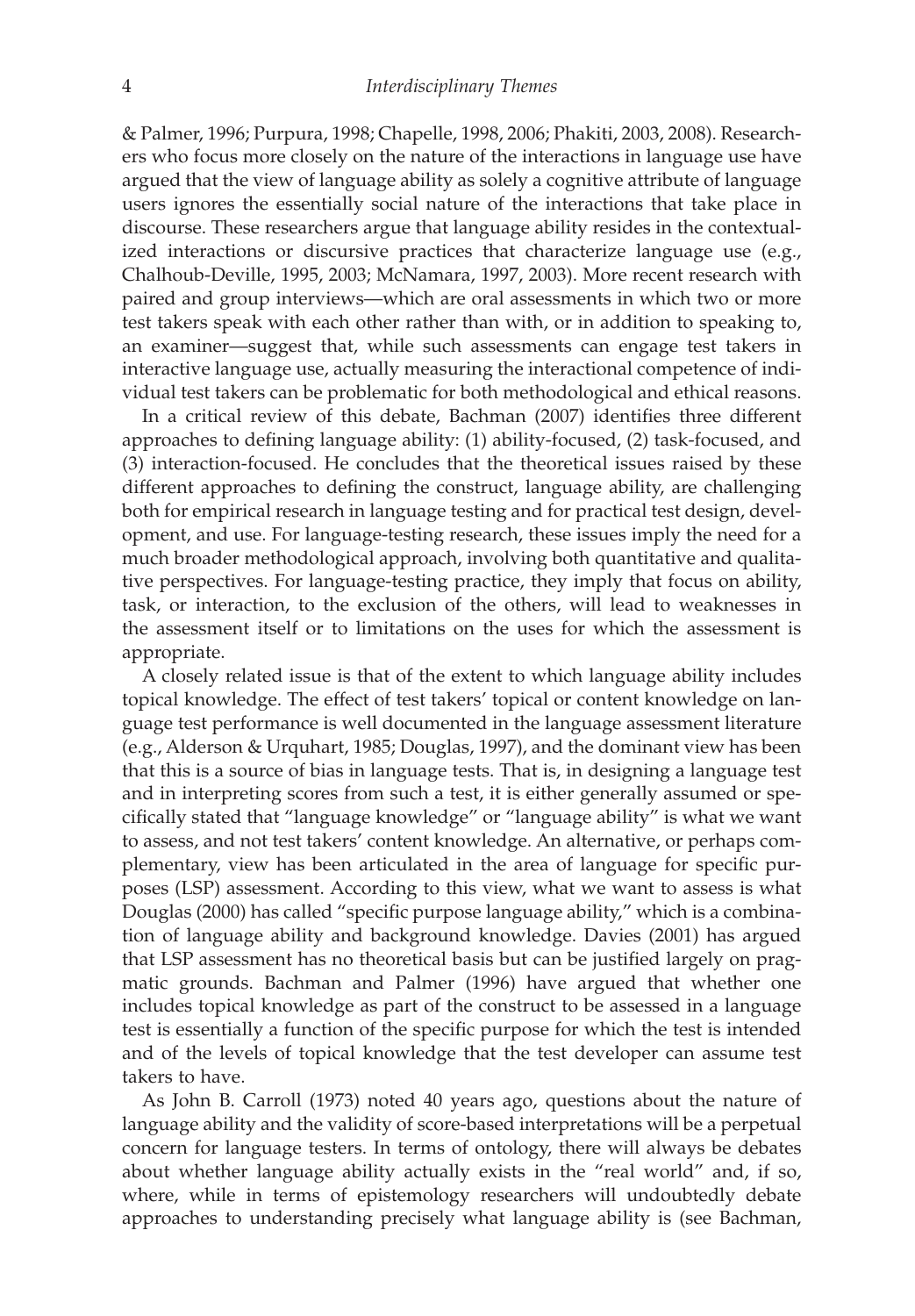& Palmer, 1996; Purpura, 1998; Chapelle, 1998, 2006; Phakiti, 2003, 2008). Researchers who focus more closely on the nature of the interactions in language use have argued that the view of language ability as solely a cognitive attribute of language users ignores the essentially social nature of the interactions that take place in discourse. These researchers argue that language ability resides in the contextualized interactions or discursive practices that characterize language use (e.g., Chalhoub-Deville, 1995, 2003; McNamara, 1997, 2003). More recent research with paired and group interviews—which are oral assessments in which two or more test takers speak with each other rather than with, or in addition to speaking to, an examiner—suggest that, while such assessments can engage test takers in interactive language use, actually measuring the interactional competence of individual test takers can be problematic for both methodological and ethical reasons.

In a critical review of this debate, Bachman (2007) identifies three different approaches to defining language ability: (1) ability-focused, (2) task-focused, and (3) interaction-focused. He concludes that the theoretical issues raised by these different approaches to defining the construct, language ability, are challenging both for empirical research in language testing and for practical test design, development, and use. For language-testing research, these issues imply the need for a much broader methodological approach, involving both quantitative and qualitative perspectives. For language-testing practice, they imply that focus on ability, task, or interaction, to the exclusion of the others, will lead to weaknesses in the assessment itself or to limitations on the uses for which the assessment is appropriate.

A closely related issue is that of the extent to which language ability includes topical knowledge. The effect of test takers' topical or content knowledge on language test performance is well documented in the language assessment literature (e.g., Alderson & Urquhart, 1985; Douglas, 1997), and the dominant view has been that this is a source of bias in language tests. That is, in designing a language test and in interpreting scores from such a test, it is either generally assumed or specifically stated that "language knowledge" or "language ability" is what we want to assess, and not test takers' content knowledge. An alternative, or perhaps complementary, view has been articulated in the area of language for specific purposes (LSP) assessment. According to this view, what we want to assess is what Douglas (2000) has called "specific purpose language ability," which is a combination of language ability and background knowledge. Davies (2001) has argued that LSP assessment has no theoretical basis but can be justified largely on pragmatic grounds. Bachman and Palmer (1996) have argued that whether one includes topical knowledge as part of the construct to be assessed in a language test is essentially a function of the specific purpose for which the test is intended and of the levels of topical knowledge that the test developer can assume test takers to have.

As John B. Carroll (1973) noted 40 years ago, questions about the nature of language ability and the validity of score-based interpretations will be a perpetual concern for language testers. In terms of ontology, there will always be debates about whether language ability actually exists in the "real world" and, if so, where, while in terms of epistemology researchers will undoubtedly debate approaches to understanding precisely what language ability is (see Bachman,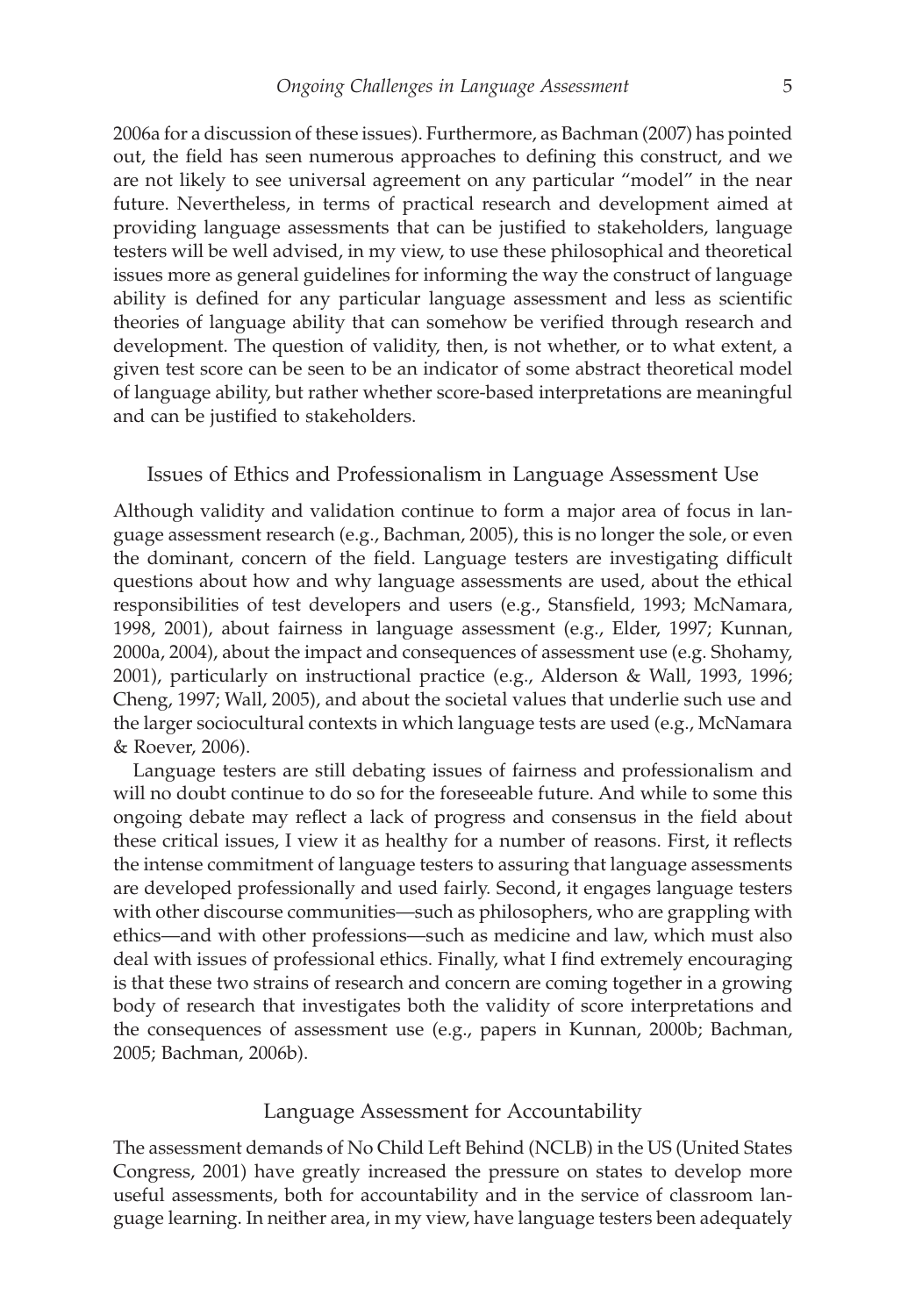2006a for a discussion of these issues). Furthermore, as Bachman (2007) has pointed out, the field has seen numerous approaches to defining this construct, and we are not likely to see universal agreement on any particular "model" in the near future. Nevertheless, in terms of practical research and development aimed at providing language assessments that can be justified to stakeholders, language testers will be well advised, in my view, to use these philosophical and theoretical issues more as general guidelines for informing the way the construct of language ability is defined for any particular language assessment and less as scientific theories of language ability that can somehow be verified through research and development. The question of validity, then, is not whether, or to what extent, a given test score can be seen to be an indicator of some abstract theoretical model of language ability, but rather whether score-based interpretations are meaningful and can be justified to stakeholders.

## Issues of Ethics and Professionalism in Language Assessment Use

Although validity and validation continue to form a major area of focus in language assessment research (e.g., Bachman, 2005), this is no longer the sole, or even the dominant, concern of the field. Language testers are investigating difficult questions about how and why language assessments are used, about the ethical responsibilities of test developers and users (e.g., Stansfield, 1993; McNamara, 1998, 2001), about fairness in language assessment (e.g., Elder, 1997; Kunnan, 2000a, 2004), about the impact and consequences of assessment use (e.g. Shohamy, 2001), particularly on instructional practice (e.g., Alderson & Wall, 1993, 1996; Cheng, 1997; Wall, 2005), and about the societal values that underlie such use and the larger sociocultural contexts in which language tests are used (e.g., McNamara & Roever, 2006).

Language testers are still debating issues of fairness and professionalism and will no doubt continue to do so for the foreseeable future. And while to some this ongoing debate may reflect a lack of progress and consensus in the field about these critical issues, I view it as healthy for a number of reasons. First, it reflects the intense commitment of language testers to assuring that language assessments are developed professionally and used fairly. Second, it engages language testers with other discourse communities—such as philosophers, who are grappling with ethics—and with other professions—such as medicine and law, which must also deal with issues of professional ethics. Finally, what I find extremely encouraging is that these two strains of research and concern are coming together in a growing body of research that investigates both the validity of score interpretations and the consequences of assessment use (e.g., papers in Kunnan, 2000b; Bachman, 2005; Bachman, 2006b).

## Language Assessment for Accountability

The assessment demands of No Child Left Behind (NCLB) in the US (United States Congress, 2001) have greatly increased the pressure on states to develop more useful assessments, both for accountability and in the service of classroom language learning. In neither area, in my view, have language testers been adequately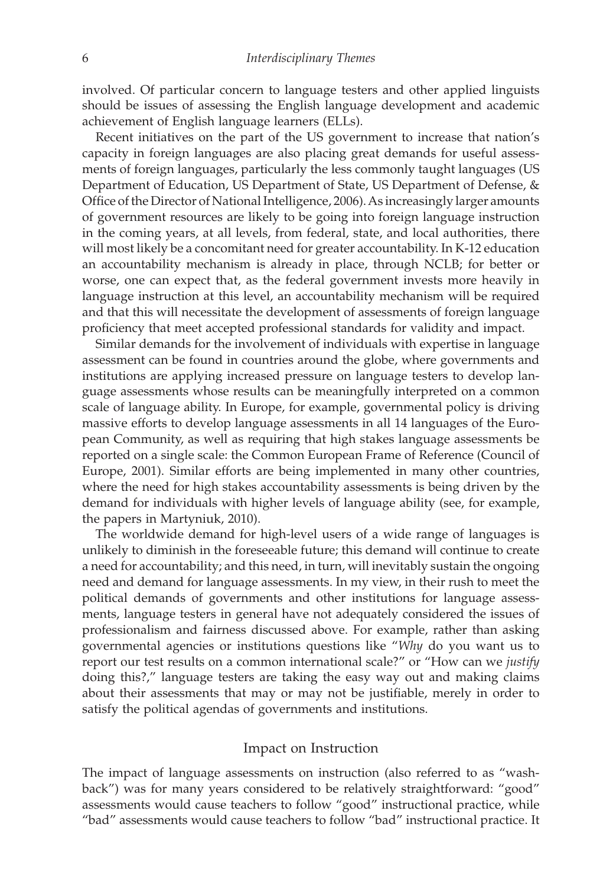involved. Of particular concern to language testers and other applied linguists should be issues of assessing the English language development and academic achievement of English language learners (ELLs).

Recent initiatives on the part of the US government to increase that nation's capacity in foreign languages are also placing great demands for useful assessments of foreign languages, particularly the less commonly taught languages (US Department of Education, US Department of State, US Department of Defense, & Office of the Director of National Intelligence, 2006). As increasingly larger amounts of government resources are likely to be going into foreign language instruction in the coming years, at all levels, from federal, state, and local authorities, there will most likely be a concomitant need for greater accountability. In K-12 education an accountability mechanism is already in place, through NCLB; for better or worse, one can expect that, as the federal government invests more heavily in language instruction at this level, an accountability mechanism will be required and that this will necessitate the development of assessments of foreign language proficiency that meet accepted professional standards for validity and impact.

Similar demands for the involvement of individuals with expertise in language assessment can be found in countries around the globe, where governments and institutions are applying increased pressure on language testers to develop language assessments whose results can be meaningfully interpreted on a common scale of language ability. In Europe, for example, governmental policy is driving massive efforts to develop language assessments in all 14 languages of the European Community, as well as requiring that high stakes language assessments be reported on a single scale: the Common European Frame of Reference (Council of Europe, 2001). Similar efforts are being implemented in many other countries, where the need for high stakes accountability assessments is being driven by the demand for individuals with higher levels of language ability (see, for example, the papers in Martyniuk, 2010).

The worldwide demand for high-level users of a wide range of languages is unlikely to diminish in the foreseeable future; this demand will continue to create a need for accountability; and this need, in turn, will inevitably sustain the ongoing need and demand for language assessments. In my view, in their rush to meet the political demands of governments and other institutions for language assessments, language testers in general have not adequately considered the issues of professionalism and fairness discussed above. For example, rather than asking governmental agencies or institutions questions like "*Why* do you want us to report our test results on a common international scale?" or "How can we *justify* doing this?," language testers are taking the easy way out and making claims about their assessments that may or may not be justifiable, merely in order to satisfy the political agendas of governments and institutions.

## Impact on Instruction

The impact of language assessments on instruction (also referred to as "washback") was for many years considered to be relatively straightforward: "good" assessments would cause teachers to follow "good" instructional practice, while "bad" assessments would cause teachers to follow "bad" instructional practice. It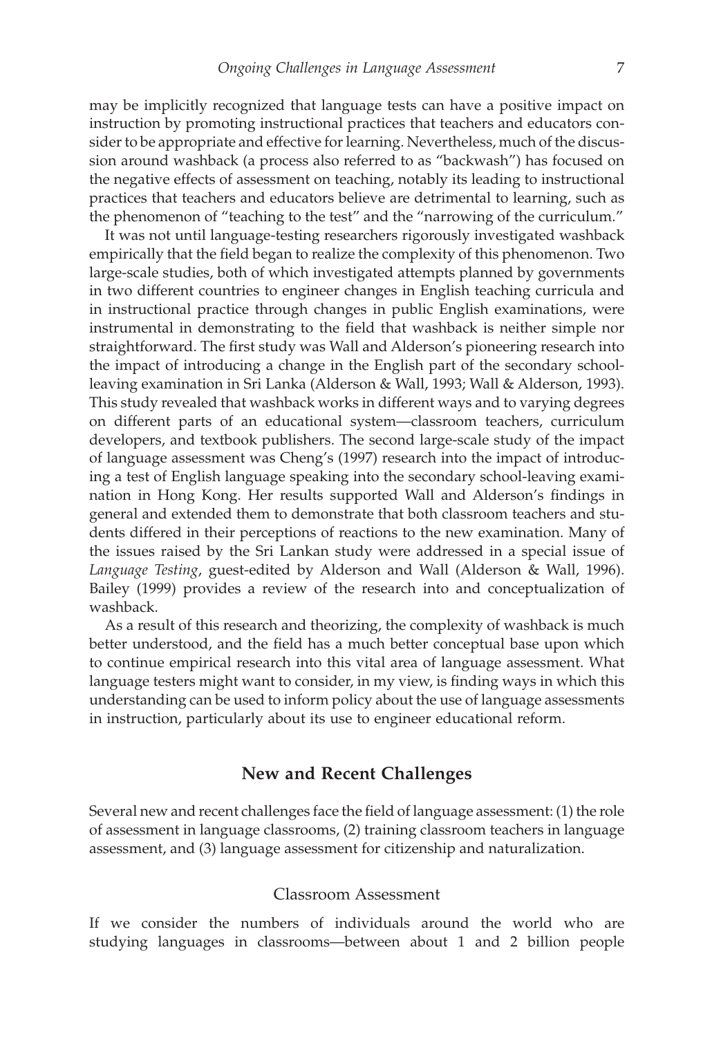may be implicitly recognized that language tests can have a positive impact on instruction by promoting instructional practices that teachers and educators consider to be appropriate and effective for learning. Nevertheless, much of the discussion around washback (a process also referred to as "backwash") has focused on the negative effects of assessment on teaching, notably its leading to instructional practices that teachers and educators believe are detrimental to learning, such as the phenomenon of "teaching to the test" and the "narrowing of the curriculum."

It was not until language-testing researchers rigorously investigated washback empirically that the field began to realize the complexity of this phenomenon. Two large-scale studies, both of which investigated attempts planned by governments in two different countries to engineer changes in English teaching curricula and in instructional practice through changes in public English examinations, were instrumental in demonstrating to the field that washback is neither simple nor straightforward. The first study was Wall and Alderson's pioneering research into the impact of introducing a change in the English part of the secondary school-leaving examination in Sri Lanka (Alderson & Wall, 1993; Wall & Alderson, 1993). This study revealed that washback works in different ways and to varying degrees on different parts of an educational system—classroom teachers, curriculum developers, and textbook publishers. The second large-scale study of the impact of language assessment was Cheng's (1997) research into the impact of introducing a test of English language speaking into the secondary school-leaving examination in Hong Kong. Her results supported Wall and Alderson's findings in general and extended them to demonstrate that both classroom teachers and students differed in their perceptions of reactions to the new examination. Many of the issues raised by the Sri Lankan study were addressed in a special issue of *Language Testing*, guest-edited by Alderson and Wall (Alderson & Wall, 1996). Bailey (1999) provides a review of the research into and conceptualization of washback.

As a result of this research and theorizing, the complexity of washback is much better understood, and the field has a much better conceptual base upon which to continue empirical research into this vital area of language assessment. What language testers might want to consider, in my view, is finding ways in which this understanding can be used to inform policy about the use of language assessments in instruction, particularly about its use to engineer educational reform.

## New and Recent Challenges

Several new and recent challenges face the field of language assessment: (1) the role of assessment in language classrooms, (2) training classroom teachers in language assessment, and (3) language assessment for citizenship and naturalization.

### Classroom Assessment

If we consider the numbers of individuals around the world who are studying languages in classrooms—between about 1 and 2 billion people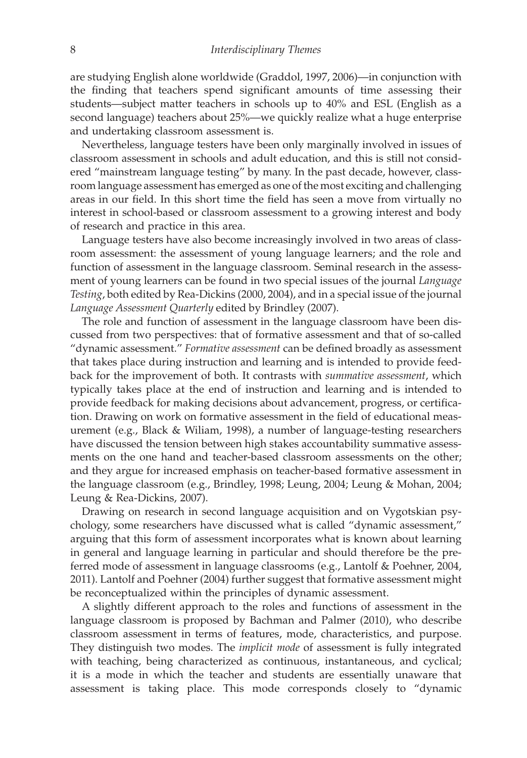are studying English alone worldwide (Graddol, 1997, 2006)—in conjunction with the finding that teachers spend significant amounts of time assessing their students—subject matter teachers in schools up to 40% and ESL (English as a second language) teachers about 25%—we quickly realize what a huge enterprise and undertaking classroom assessment is.

Nevertheless, language testers have been only marginally involved in issues of classroom assessment in schools and adult education, and this is still not considered "mainstream language testing" by many. In the past decade, however, classroom language assessment has emerged as one of the most exciting and challenging areas in our field. In this short time the field has seen a move from virtually no interest in school-based or classroom assessment to a growing interest and body of research and practice in this area.

Language testers have also become increasingly involved in two areas of classroom assessment: the assessment of young language learners; and the role and function of assessment in the language classroom. Seminal research in the assessment of young learners can be found in two special issues of the journal *Language Testing*, both edited by Rea-Dickins (2000, 2004), and in a special issue of the journal *Language Assessment Quarterly* edited by Brindley (2007).

The role and function of assessment in the language classroom have been discussed from two perspectives: that of formative assessment and that of so-called "dynamic assessment." *Formative assessment* can be defined broadly as assessment that takes place during instruction and learning and is intended to provide feedback for the improvement of both. It contrasts with *summative assessment*, which typically takes place at the end of instruction and learning and is intended to provide feedback for making decisions about advancement, progress, or certification. Drawing on work on formative assessment in the field of educational measurement (e.g., Black & Wiliam, 1998), a number of language-testing researchers have discussed the tension between high stakes accountability summative assessments on the one hand and teacher-based classroom assessments on the other; and they argue for increased emphasis on teacher-based formative assessment in the language classroom (e.g., Brindley, 1998; Leung, 2004; Leung & Mohan, 2004; Leung & Rea-Dickins, 2007).

Drawing on research in second language acquisition and on Vygotskian psychology, some researchers have discussed what is called "dynamic assessment," arguing that this form of assessment incorporates what is known about learning in general and language learning in particular and should therefore be the preferred mode of assessment in language classrooms (e.g., Lantolf & Poehner, 2004, 2011). Lantolf and Poehner (2004) further suggest that formative assessment might be reconceptualized within the principles of dynamic assessment.

A slightly different approach to the roles and functions of assessment in the language classroom is proposed by Bachman and Palmer (2010), who describe classroom assessment in terms of features, mode, characteristics, and purpose. They distinguish two modes. The *implicit mode* of assessment is fully integrated with teaching, being characterized as continuous, instantaneous, and cyclical; it is a mode in which the teacher and students are essentially unaware that assessment is taking place. This mode corresponds closely to "dynamic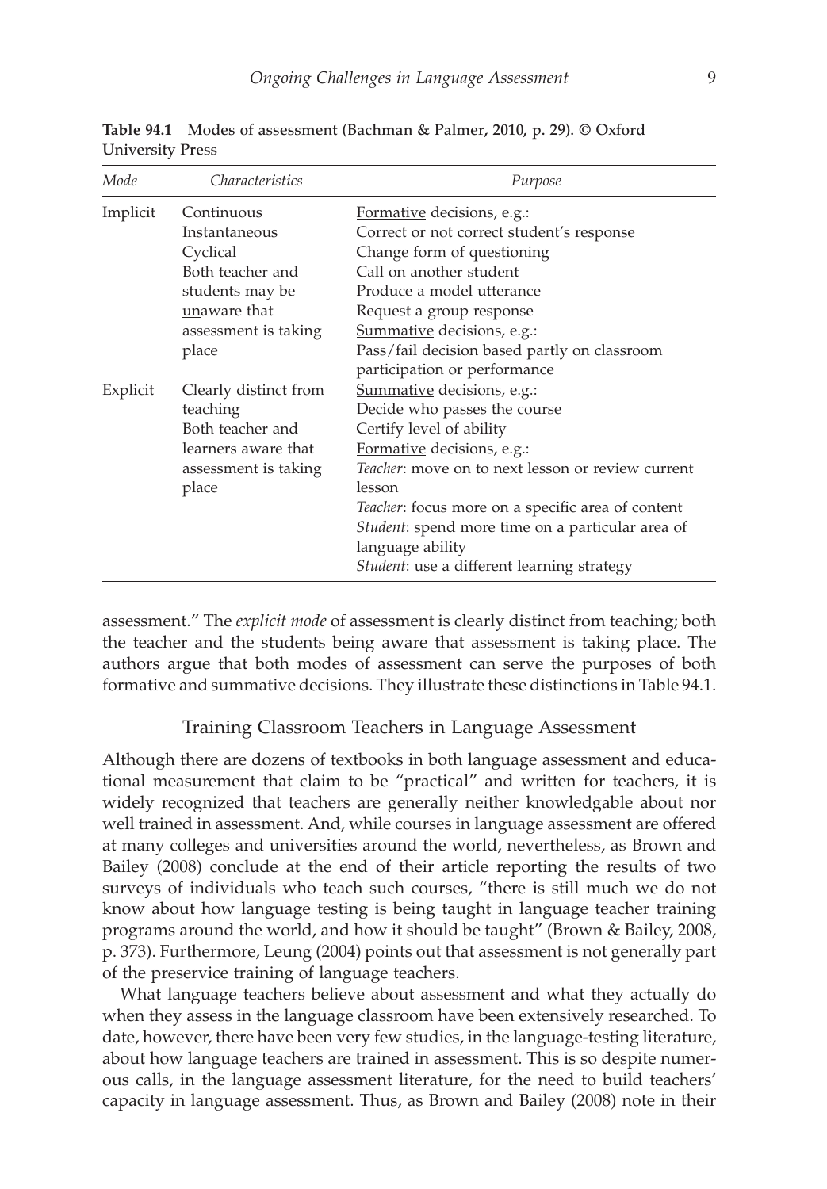**Table 94.1** Modes of assessment (Bachman & Palmer, 2010, p. 29). © Oxford University Press

| *Mode* | *Characteristics* | *Purpose* |
|---|---|---|
| Implicit | Continuous<br>Instantaneous<br>Cyclical<br>Both teacher and students may be <u>un</u>aware that assessment is taking place | <u>Formative</u> decisions, e.g.:<br>Correct or not correct student's response<br>Change form of questioning<br>Call on another student<br>Produce a model utterance<br>Request a group response<br><u>Summative</u> decisions, e.g.:<br>Pass/fail decision based partly on classroom participation or performance |
| Explicit | Clearly distinct from teaching<br>Both teacher and learners aware that assessment is taking place | <u>Summative</u> decisions, e.g.:<br>Decide who passes the course<br>Certify level of ability<br><u>Formative</u> decisions, e.g.:<br>*Teacher*: move on to next lesson or review current lesson<br>*Teacher*: focus more on a specific area of content<br>*Student*: spend more time on a particular area of language ability<br>*Student*: use a different learning strategy |

assessment." The *explicit mode* of assessment is clearly distinct from teaching; both the teacher and the students being aware that assessment is taking place. The authors argue that both modes of assessment can serve the purposes of both formative and summative decisions. They illustrate these distinctions in Table 94.1.

## Training Classroom Teachers in Language Assessment

Although there are dozens of textbooks in both language assessment and educational measurement that claim to be "practical" and written for teachers, it is widely recognized that teachers are generally neither knowledgable about nor well trained in assessment. And, while courses in language assessment are offered at many colleges and universities around the world, nevertheless, as Brown and Bailey (2008) conclude at the end of their article reporting the results of two surveys of individuals who teach such courses, "there is still much we do not know about how language testing is being taught in language teacher training programs around the world, and how it should be taught" (Brown & Bailey, 2008, p. 373). Furthermore, Leung (2004) points out that assessment is not generally part of the preservice training of language teachers.

What language teachers believe about assessment and what they actually do when they assess in the language classroom have been extensively researched. To date, however, there have been very few studies, in the language-testing literature, about how language teachers are trained in assessment. This is so despite numerous calls, in the language assessment literature, for the need to build teachers' capacity in language assessment. Thus, as Brown and Bailey (2008) note in their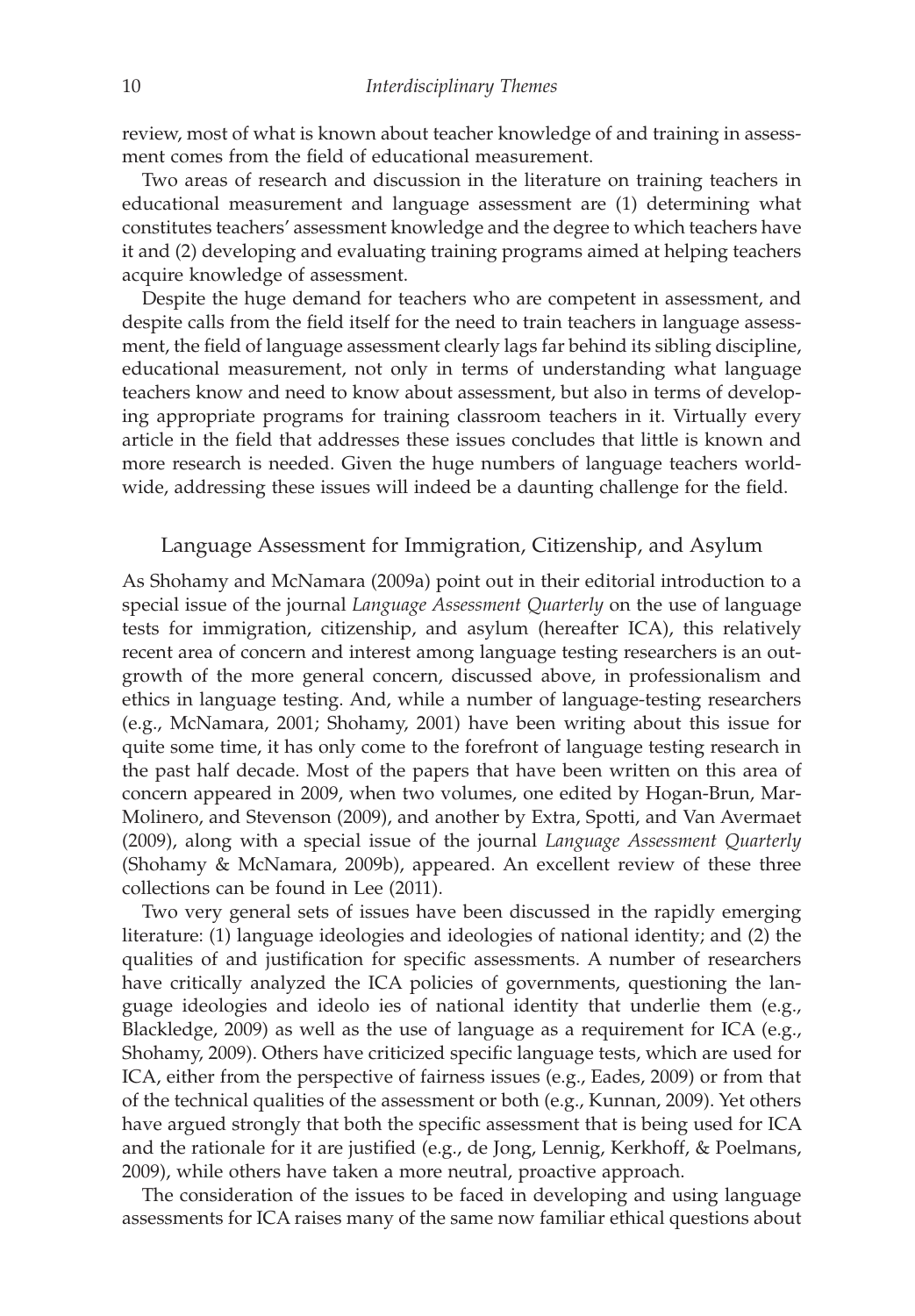review, most of what is known about teacher knowledge of and training in assessment comes from the field of educational measurement.

Two areas of research and discussion in the literature on training teachers in educational measurement and language assessment are (1) determining what constitutes teachers' assessment knowledge and the degree to which teachers have it and (2) developing and evaluating training programs aimed at helping teachers acquire knowledge of assessment.

Despite the huge demand for teachers who are competent in assessment, and despite calls from the field itself for the need to train teachers in language assessment, the field of language assessment clearly lags far behind its sibling discipline, educational measurement, not only in terms of understanding what language teachers know and need to know about assessment, but also in terms of developing appropriate programs for training classroom teachers in it. Virtually every article in the field that addresses these issues concludes that little is known and more research is needed. Given the huge numbers of language teachers worldwide, addressing these issues will indeed be a daunting challenge for the field.

## Language Assessment for Immigration, Citizenship, and Asylum

As Shohamy and McNamara (2009a) point out in their editorial introduction to a special issue of the journal *Language Assessment Quarterly* on the use of language tests for immigration, citizenship, and asylum (hereafter ICA), this relatively recent area of concern and interest among language testing researchers is an outgrowth of the more general concern, discussed above, in professionalism and ethics in language testing. And, while a number of language-testing researchers (e.g., McNamara, 2001; Shohamy, 2001) have been writing about this issue for quite some time, it has only come to the forefront of language testing research in the past half decade. Most of the papers that have been written on this area of concern appeared in 2009, when two volumes, one edited by Hogan-Brun, Mar-Molinero, and Stevenson (2009), and another by Extra, Spotti, and Van Avermaet (2009), along with a special issue of the journal *Language Assessment Quarterly* (Shohamy & McNamara, 2009b), appeared. An excellent review of these three collections can be found in Lee (2011).

Two very general sets of issues have been discussed in the rapidly emerging literature: (1) language ideologies and ideologies of national identity; and (2) the qualities of and justification for specific assessments. A number of researchers have critically analyzed the ICA policies of governments, questioning the language ideologies and ideolo ies of national identity that underlie them (e.g., Blackledge, 2009) as well as the use of language as a requirement for ICA (e.g., Shohamy, 2009). Others have criticized specific language tests, which are used for ICA, either from the perspective of fairness issues (e.g., Eades, 2009) or from that of the technical qualities of the assessment or both (e.g., Kunnan, 2009). Yet others have argued strongly that both the specific assessment that is being used for ICA and the rationale for it are justified (e.g., de Jong, Lennig, Kerkhoff, & Poelmans, 2009), while others have taken a more neutral, proactive approach.

The consideration of the issues to be faced in developing and using language assessments for ICA raises many of the same now familiar ethical questions about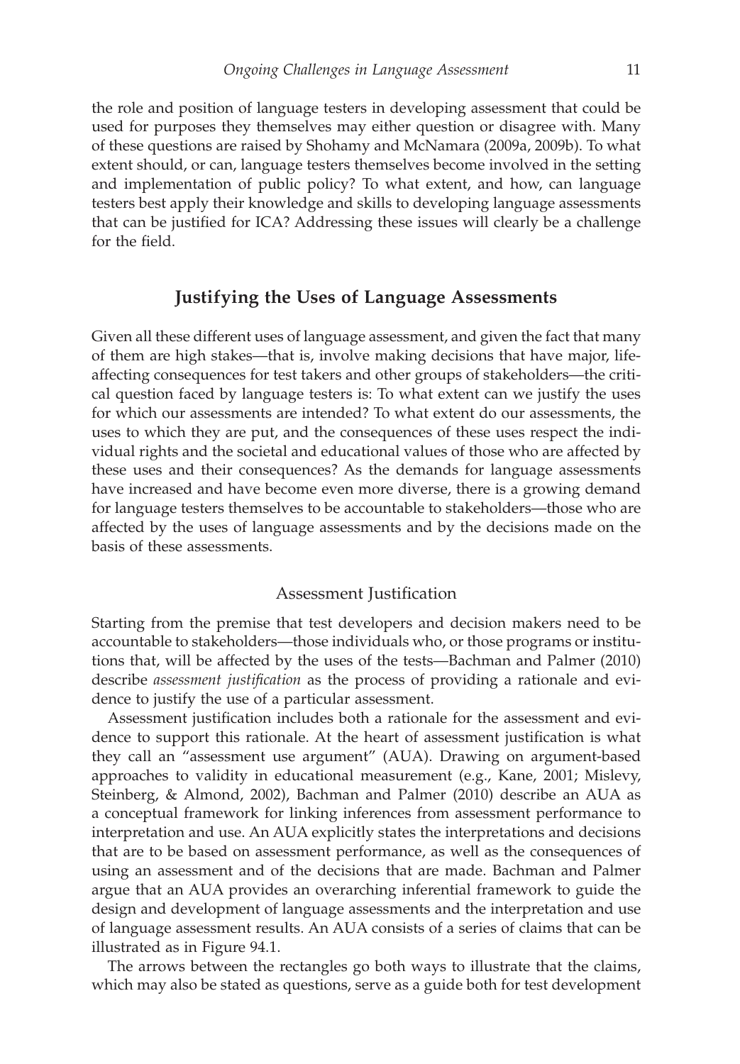the role and position of language testers in developing assessment that could be used for purposes they themselves may either question or disagree with. Many of these questions are raised by Shohamy and McNamara (2009a, 2009b). To what extent should, or can, language testers themselves become involved in the setting and implementation of public policy? To what extent, and how, can language testers best apply their knowledge and skills to developing language assessments that can be justified for ICA? Addressing these issues will clearly be a challenge for the field.

## Justifying the Uses of Language Assessments

Given all these different uses of language assessment, and given the fact that many of them are high stakes—that is, involve making decisions that have major, life-affecting consequences for test takers and other groups of stakeholders—the critical question faced by language testers is: To what extent can we justify the uses for which our assessments are intended? To what extent do our assessments, the uses to which they are put, and the consequences of these uses respect the individual rights and the societal and educational values of those who are affected by these uses and their consequences? As the demands for language assessments have increased and have become even more diverse, there is a growing demand for language testers themselves to be accountable to stakeholders—those who are affected by the uses of language assessments and by the decisions made on the basis of these assessments.

### Assessment Justification

Starting from the premise that test developers and decision makers need to be accountable to stakeholders—those individuals who, or those programs or institutions that, will be affected by the uses of the tests—Bachman and Palmer (2010) describe *assessment justification* as the process of providing a rationale and evidence to justify the use of a particular assessment.

Assessment justification includes both a rationale for the assessment and evidence to support this rationale. At the heart of assessment justification is what they call an "assessment use argument" (AUA). Drawing on argument-based approaches to validity in educational measurement (e.g., Kane, 2001; Mislevy, Steinberg, & Almond, 2002), Bachman and Palmer (2010) describe an AUA as a conceptual framework for linking inferences from assessment performance to interpretation and use. An AUA explicitly states the interpretations and decisions that are to be based on assessment performance, as well as the consequences of using an assessment and of the decisions that are made. Bachman and Palmer argue that an AUA provides an overarching inferential framework to guide the design and development of language assessments and the interpretation and use of language assessment results. An AUA consists of a series of claims that can be illustrated as in Figure 94.1.

The arrows between the rectangles go both ways to illustrate that the claims, which may also be stated as questions, serve as a guide both for test development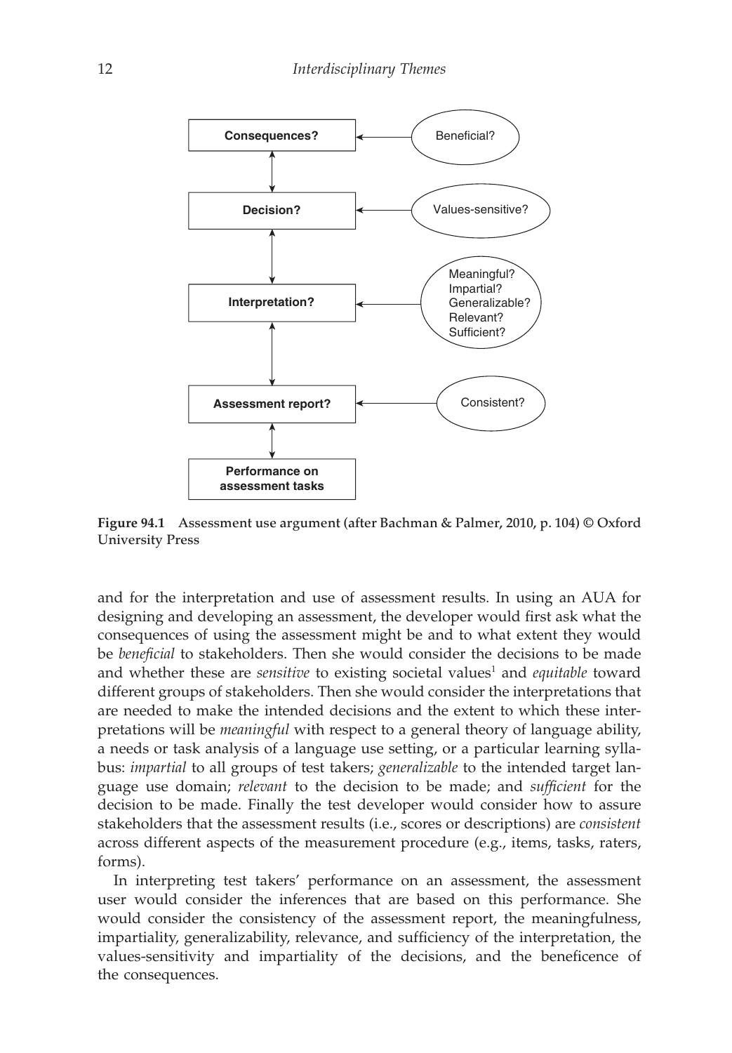Figure 94.1 Assessment use argument (after Bachman & Palmer, 2010, p. 104) © Oxford University Press

and for the interpretation and use of assessment results. In using an AUA for designing and developing an assessment, the developer would first ask what the consequences of using the assessment might be and to what extent they would be *beneficial* to stakeholders. Then she would consider the decisions to be made and whether these are *sensitive* to existing societal values[1] and *equitable* toward different groups of stakeholders. Then she would consider the interpretations that are needed to make the intended decisions and the extent to which these interpretations will be *meaningful* with respect to a general theory of language ability, a needs or task analysis of a language use setting, or a particular learning syllabus: *impartial* to all groups of test takers; *generalizable* to the intended target language use domain; *relevant* to the decision to be made; and *sufficient* for the decision to be made. Finally the test developer would consider how to assure stakeholders that the assessment results (i.e., scores or descriptions) are *consistent* across different aspects of the measurement procedure (e.g., items, tasks, raters, forms).

In interpreting test takers' performance on an assessment, the assessment user would consider the inferences that are based on this performance. She would consider the consistency of the assessment report, the meaningfulness, impartiality, generalizability, relevance, and sufficiency of the interpretation, the values-sensitivity and impartiality of the decisions, and the beneficence of the consequences.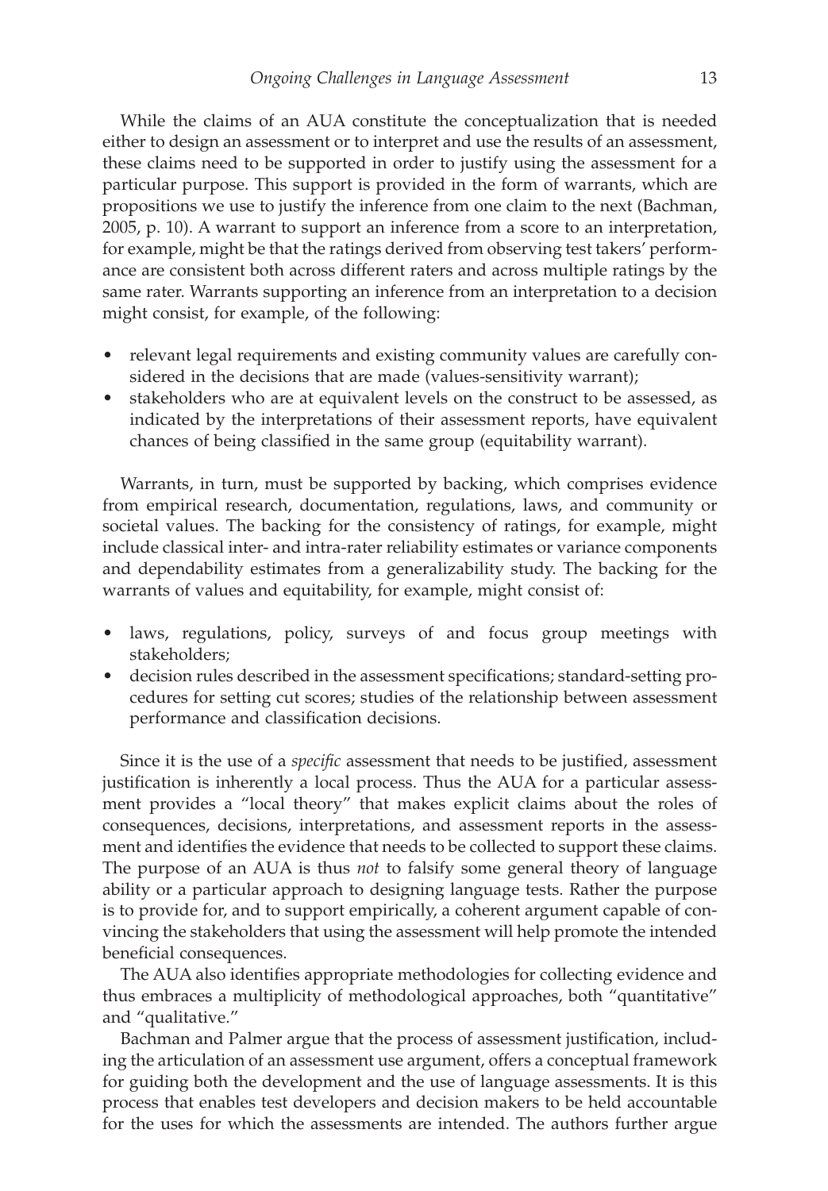While the claims of an AUA constitute the conceptualization that is needed either to design an assessment or to interpret and use the results of an assessment, these claims need to be supported in order to justify using the assessment for a particular purpose. This support is provided in the form of warrants, which are propositions we use to justify the inference from one claim to the next (Bachman, 2005, p. 10). A warrant to support an inference from a score to an interpretation, for example, might be that the ratings derived from observing test takers' performance are consistent both across different raters and across multiple ratings by the same rater. Warrants supporting an inference from an interpretation to a decision might consist, for example, of the following:

- relevant legal requirements and existing community values are carefully considered in the decisions that are made (values-sensitivity warrant);
- stakeholders who are at equivalent levels on the construct to be assessed, as indicated by the interpretations of their assessment reports, have equivalent chances of being classified in the same group (equitability warrant).

Warrants, in turn, must be supported by backing, which comprises evidence from empirical research, documentation, regulations, laws, and community or societal values. The backing for the consistency of ratings, for example, might include classical inter- and intra-rater reliability estimates or variance components and dependability estimates from a generalizability study. The backing for the warrants of values and equitability, for example, might consist of:

- laws, regulations, policy, surveys of and focus group meetings with stakeholders;
- decision rules described in the assessment specifications; standard-setting procedures for setting cut scores; studies of the relationship between assessment performance and classification decisions.

Since it is the use of a *specific* assessment that needs to be justified, assessment justification is inherently a local process. Thus the AUA for a particular assessment provides a "local theory" that makes explicit claims about the roles of consequences, decisions, interpretations, and assessment reports in the assessment and identifies the evidence that needs to be collected to support these claims. The purpose of an AUA is thus *not* to falsify some general theory of language ability or a particular approach to designing language tests. Rather the purpose is to provide for, and to support empirically, a coherent argument capable of convincing the stakeholders that using the assessment will help promote the intended beneficial consequences.

The AUA also identifies appropriate methodologies for collecting evidence and thus embraces a multiplicity of methodological approaches, both "quantitative" and "qualitative."

Bachman and Palmer argue that the process of assessment justification, including the articulation of an assessment use argument, offers a conceptual framework for guiding both the development and the use of language assessments. It is this process that enables test developers and decision makers to be held accountable for the uses for which the assessments are intended. The authors further argue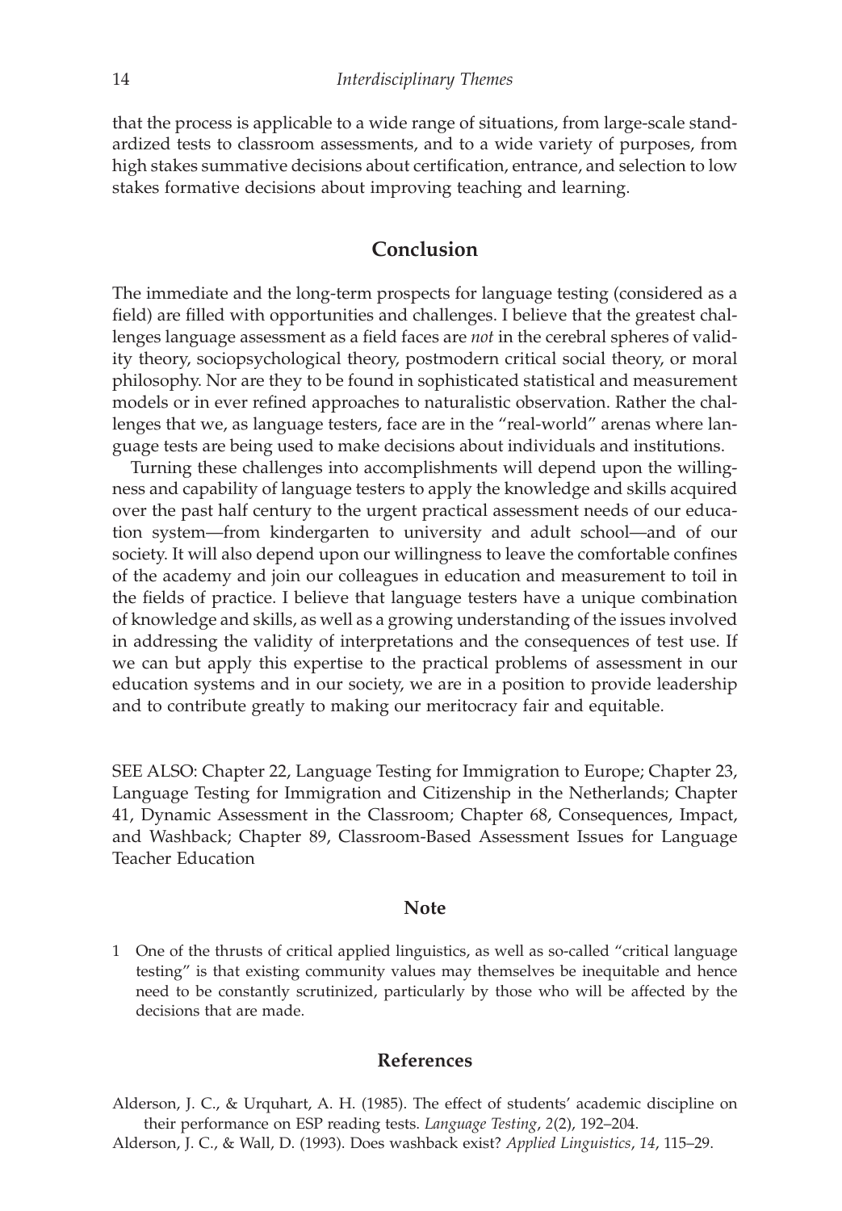that the process is applicable to a wide range of situations, from large-scale standardized tests to classroom assessments, and to a wide variety of purposes, from high stakes summative decisions about certification, entrance, and selection to low stakes formative decisions about improving teaching and learning.

## Conclusion

The immediate and the long-term prospects for language testing (considered as a field) are filled with opportunities and challenges. I believe that the greatest challenges language assessment as a field faces are *not* in the cerebral spheres of validity theory, sociopsychological theory, postmodern critical social theory, or moral philosophy. Nor are they to be found in sophisticated statistical and measurement models or in ever refined approaches to naturalistic observation. Rather the challenges that we, as language testers, face are in the "real-world" arenas where language tests are being used to make decisions about individuals and institutions.

Turning these challenges into accomplishments will depend upon the willingness and capability of language testers to apply the knowledge and skills acquired over the past half century to the urgent practical assessment needs of our education system—from kindergarten to university and adult school—and of our society. It will also depend upon our willingness to leave the comfortable confines of the academy and join our colleagues in education and measurement to toil in the fields of practice. I believe that language testers have a unique combination of knowledge and skills, as well as a growing understanding of the issues involved in addressing the validity of interpretations and the consequences of test use. If we can but apply this expertise to the practical problems of assessment in our education systems and in our society, we are in a position to provide leadership and to contribute greatly to making our meritocracy fair and equitable.

SEE ALSO: Chapter 22, Language Testing for Immigration to Europe; Chapter 23, Language Testing for Immigration and Citizenship in the Netherlands; Chapter 41, Dynamic Assessment in the Classroom; Chapter 68, Consequences, Impact, and Washback; Chapter 89, Classroom-Based Assessment Issues for Language Teacher Education

## Note

1 One of the thrusts of critical applied linguistics, as well as so-called "critical language testing" is that existing community values may themselves be inequitable and hence need to be constantly scrutinized, particularly by those who will be affected by the decisions that are made.

## References

Alderson, J. C., & Urquhart, A. H. (1985). The effect of students' academic discipline on their performance on ESP reading tests. *Language Testing*, *2*(2), 192–204.

Alderson, J. C., & Wall, D. (1993). Does washback exist? *Applied Linguistics*, *14*, 115–29.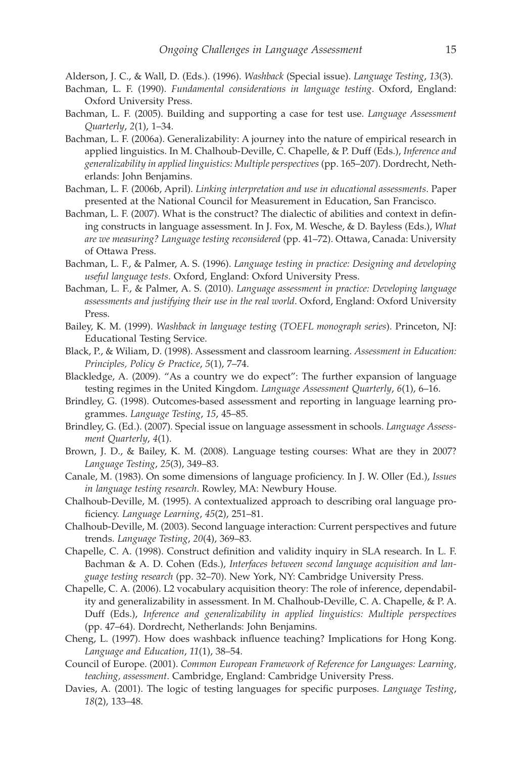Alderson, J. C., & Wall, D. (Eds.). (1996). *Washback* (Special issue). *Language Testing*, *13*(3).

Bachman, L. F. (1990). *Fundamental considerations in language testing*. Oxford, England: Oxford University Press.

Bachman, L. F. (2005). Building and supporting a case for test use. *Language Assessment Quarterly*, *2*(1), 1–34.

Bachman, L. F. (2006a). Generalizability: A journey into the nature of empirical research in applied linguistics. In M. Chalhoub-Deville, C. Chapelle, & P. Duff (Eds.), *Inference and generalizability in applied linguistics: Multiple perspectives* (pp. 165–207). Dordrecht, Netherlands: John Benjamins.

Bachman, L. F. (2006b, April). *Linking interpretation and use in educational assessments*. Paper presented at the National Council for Measurement in Education, San Francisco.

Bachman, L. F. (2007). What is the construct? The dialectic of abilities and context in defining constructs in language assessment. In J. Fox, M. Wesche, & D. Bayless (Eds.), *What are we measuring? Language testing reconsidered* (pp. 41–72). Ottawa, Canada: University of Ottawa Press.

Bachman, L. F., & Palmer, A. S. (1996). *Language testing in practice: Designing and developing useful language tests*. Oxford, England: Oxford University Press.

Bachman, L. F., & Palmer, A. S. (2010). *Language assessment in practice: Developing language assessments and justifying their use in the real world*. Oxford, England: Oxford University Press.

Bailey, K. M. (1999). *Washback in language testing* (*TOEFL monograph series*). Princeton, NJ: Educational Testing Service.

Black, P., & Wiliam, D. (1998). Assessment and classroom learning. *Assessment in Education: Principles, Policy & Practice*, *5*(1), 7–74.

Blackledge, A. (2009). "As a country we do expect": The further expansion of language testing regimes in the United Kingdom. *Language Assessment Quarterly*, *6*(1), 6–16.

Brindley, G. (1998). Outcomes-based assessment and reporting in language learning programmes. *Language Testing*, *15*, 45–85.

Brindley, G. (Ed.). (2007). Special issue on language assessment in schools. *Language Assessment Quarterly*, *4*(1).

Brown, J. D., & Bailey, K. M. (2008). Language testing courses: What are they in 2007? *Language Testing*, *25*(3), 349–83.

Canale, M. (1983). On some dimensions of language proficiency. In J. W. Oller (Ed.), *Issues in language testing research*. Rowley, MA: Newbury House.

Chalhoub-Deville, M. (1995). A contextualized approach to describing oral language proficiency. *Language Learning*, *45*(2), 251–81.

Chalhoub-Deville, M. (2003). Second language interaction: Current perspectives and future trends. *Language Testing*, *20*(4), 369–83.

Chapelle, C. A. (1998). Construct definition and validity inquiry in SLA research. In L. F. Bachman & A. D. Cohen (Eds.), *Interfaces between second language acquisition and language testing research* (pp. 32–70). New York, NY: Cambridge University Press.

Chapelle, C. A. (2006). L2 vocabulary acquisition theory: The role of inference, dependability and generalizability in assessment. In M. Chalhoub-Deville, C. A. Chapelle, & P. A. Duff (Eds.), *Inference and generalizability in applied linguistics: Multiple perspectives* (pp. 47–64). Dordrecht, Netherlands: John Benjamins.

Cheng, L. (1997). How does washback influence teaching? Implications for Hong Kong. *Language and Education*, *11*(1), 38–54.

Council of Europe. (2001). *Common European Framework of Reference for Languages: Learning, teaching, assessment*. Cambridge, England: Cambridge University Press.

Davies, A. (2001). The logic of testing languages for specific purposes. *Language Testing*, *18*(2), 133–48.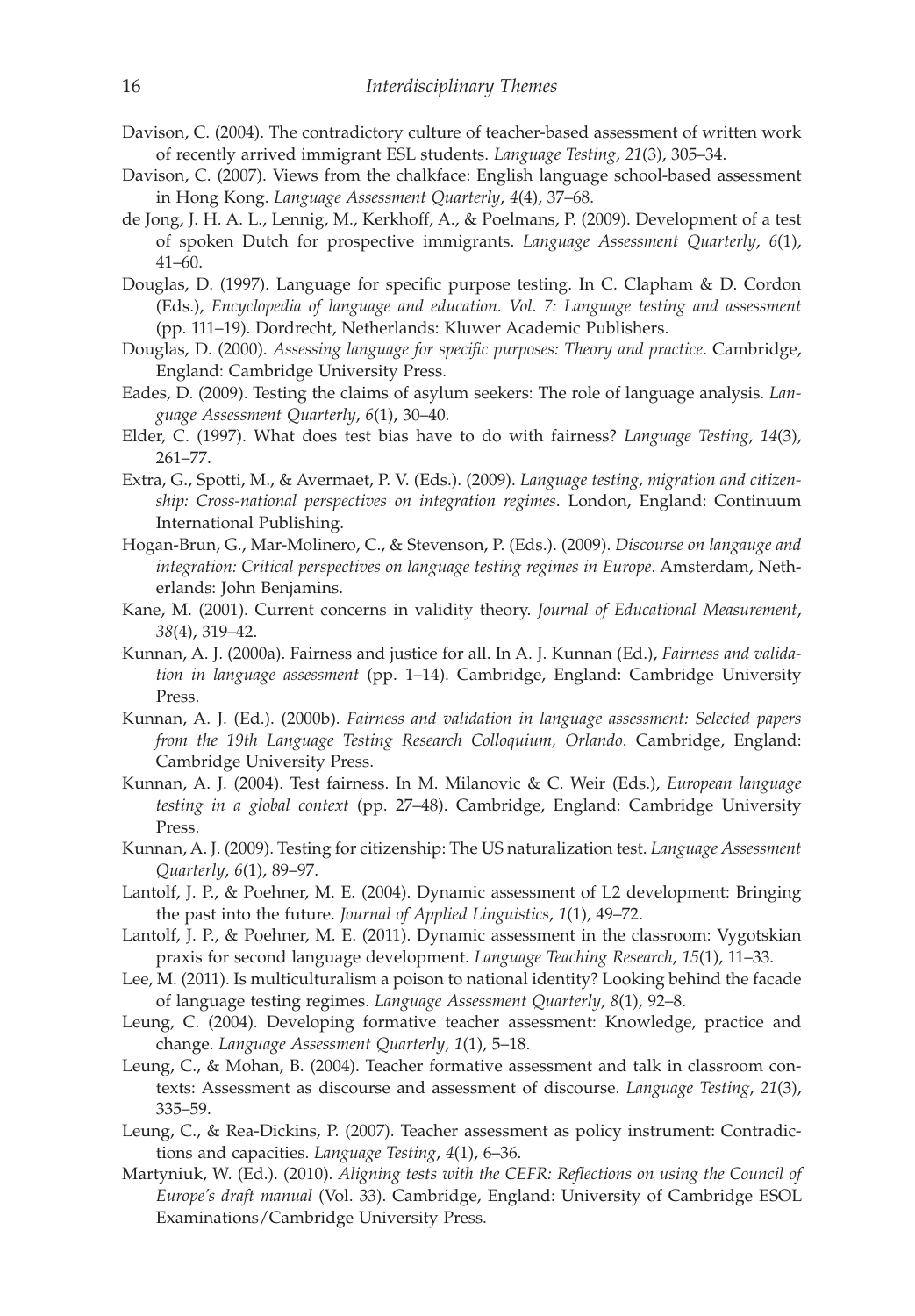Davison, C. (2004). The contradictory culture of teacher-based assessment of written work of recently arrived immigrant ESL students. *Language Testing*, *21*(3), 305–34.

Davison, C. (2007). Views from the chalkface: English language school-based assessment in Hong Kong. *Language Assessment Quarterly*, *4*(4), 37–68.

de Jong, J. H. A. L., Lennig, M., Kerkhoff, A., & Poelmans, P. (2009). Development of a test of spoken Dutch for prospective immigrants. *Language Assessment Quarterly*, *6*(1), 41–60.

Douglas, D. (1997). Language for specific purpose testing. In C. Clapham & D. Cordon (Eds.), *Encyclopedia of language and education. Vol. 7: Language testing and assessment* (pp. 111–19). Dordrecht, Netherlands: Kluwer Academic Publishers.

Douglas, D. (2000). *Assessing language for specific purposes: Theory and practice*. Cambridge, England: Cambridge University Press.

Eades, D. (2009). Testing the claims of asylum seekers: The role of language analysis. *Language Assessment Quarterly*, *6*(1), 30–40.

Elder, C. (1997). What does test bias have to do with fairness? *Language Testing*, *14*(3), 261–77.

Extra, G., Spotti, M., & Avermaet, P. V. (Eds.). (2009). *Language testing, migration and citizenship: Cross-national perspectives on integration regimes*. London, England: Continuum International Publishing.

Hogan-Brun, G., Mar-Molinero, C., & Stevenson, P. (Eds.). (2009). *Discourse on langauge and integration: Critical perspectives on language testing regimes in Europe*. Amsterdam, Netherlands: John Benjamins.

Kane, M. (2001). Current concerns in validity theory. *Journal of Educational Measurement*, *38*(4), 319–42.

Kunnan, A. J. (2000a). Fairness and justice for all. In A. J. Kunnan (Ed.), *Fairness and validation in language assessment* (pp. 1–14). Cambridge, England: Cambridge University Press.

Kunnan, A. J. (Ed.). (2000b). *Fairness and validation in language assessment: Selected papers from the 19th Language Testing Research Colloquium, Orlando*. Cambridge, England: Cambridge University Press.

Kunnan, A. J. (2004). Test fairness. In M. Milanovic & C. Weir (Eds.), *European language testing in a global context* (pp. 27–48). Cambridge, England: Cambridge University Press.

Kunnan, A. J. (2009). Testing for citizenship: The US naturalization test. *Language Assessment Quarterly*, *6*(1), 89–97.

Lantolf, J. P., & Poehner, M. E. (2004). Dynamic assessment of L2 development: Bringing the past into the future. *Journal of Applied Linguistics*, *1*(1), 49–72.

Lantolf, J. P., & Poehner, M. E. (2011). Dynamic assessment in the classroom: Vygotskian praxis for second language development. *Language Teaching Research*, *15*(1), 11–33.

Lee, M. (2011). Is multiculturalism a poison to national identity? Looking behind the facade of language testing regimes. *Language Assessment Quarterly*, *8*(1), 92–8.

Leung, C. (2004). Developing formative teacher assessment: Knowledge, practice and change. *Language Assessment Quarterly*, *1*(1), 5–18.

Leung, C., & Mohan, B. (2004). Teacher formative assessment and talk in classroom contexts: Assessment as discourse and assessment of discourse. *Language Testing*, *21*(3), 335–59.

Leung, C., & Rea-Dickins, P. (2007). Teacher assessment as policy instrument: Contradictions and capacities. *Language Testing*, *4*(1), 6–36.

Martyniuk, W. (Ed.). (2010). *Aligning tests with the CEFR: Reflections on using the Council of Europe's draft manual* (Vol. 33). Cambridge, England: University of Cambridge ESOL Examinations/Cambridge University Press.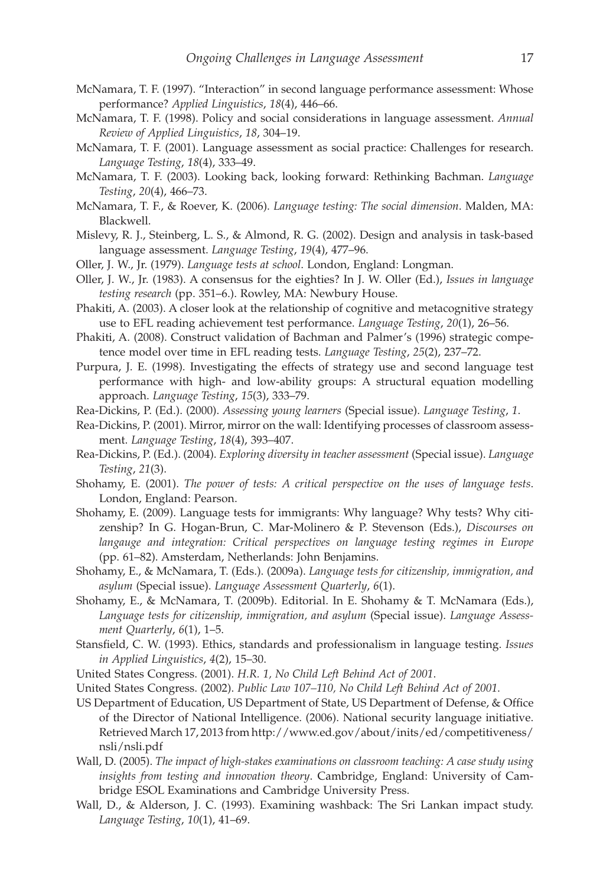McNamara, T. F. (1997). "Interaction" in second language performance assessment: Whose performance? *Applied Linguistics*, *18*(4), 446–66.

McNamara, T. F. (1998). Policy and social considerations in language assessment. *Annual Review of Applied Linguistics*, *18*, 304–19.

McNamara, T. F. (2001). Language assessment as social practice: Challenges for research. *Language Testing*, *18*(4), 333–49.

McNamara, T. F. (2003). Looking back, looking forward: Rethinking Bachman. *Language Testing*, *20*(4), 466–73.

McNamara, T. F., & Roever, K. (2006). *Language testing: The social dimension*. Malden, MA: Blackwell.

Mislevy, R. J., Steinberg, L. S., & Almond, R. G. (2002). Design and analysis in task-based language assessment. *Language Testing*, *19*(4), 477–96.

Oller, J. W., Jr. (1979). *Language tests at school*. London, England: Longman.

Oller, J. W., Jr. (1983). A consensus for the eighties? In J. W. Oller (Ed.), *Issues in language testing research* (pp. 351–6.). Rowley, MA: Newbury House.

Phakiti, A. (2003). A closer look at the relationship of cognitive and metacognitive strategy use to EFL reading achievement test performance. *Language Testing*, *20*(1), 26–56.

Phakiti, A. (2008). Construct validation of Bachman and Palmer's (1996) strategic competence model over time in EFL reading tests. *Language Testing*, *25*(2), 237–72.

Purpura, J. E. (1998). Investigating the effects of strategy use and second language test performance with high- and low-ability groups: A structural equation modelling approach. *Language Testing*, *15*(3), 333–79.

Rea-Dickins, P. (Ed.). (2000). *Assessing young learners* (Special issue). *Language Testing*, *1*.

Rea-Dickins, P. (2001). Mirror, mirror on the wall: Identifying processes of classroom assessment. *Language Testing*, *18*(4), 393–407.

Rea-Dickins, P. (Ed.). (2004). *Exploring diversity in teacher assessment* (Special issue). *Language Testing*, *21*(3).

Shohamy, E. (2001). *The power of tests: A critical perspective on the uses of language tests*. London, England: Pearson.

Shohamy, E. (2009). Language tests for immigrants: Why language? Why tests? Why citizenship? In G. Hogan-Brun, C. Mar-Molinero & P. Stevenson (Eds.), *Discourses on langauge and integration: Critical perspectives on language testing regimes in Europe* (pp. 61–82). Amsterdam, Netherlands: John Benjamins.

Shohamy, E., & McNamara, T. (Eds.). (2009a). *Language tests for citizenship, immigration, and asylum* (Special issue). *Language Assessment Quarterly*, *6*(1).

Shohamy, E., & McNamara, T. (2009b). Editorial. In E. Shohamy & T. McNamara (Eds.), *Language tests for citizenship, immigration, and asylum* (Special issue). *Language Assessment Quarterly*, *6*(1), 1–5.

Stansfield, C. W. (1993). Ethics, standards and professionalism in language testing. *Issues in Applied Linguistics*, *4*(2), 15–30.

United States Congress. (2001). *H.R. 1, No Child Left Behind Act of 2001*.

United States Congress. (2002). *Public Law 107–110, No Child Left Behind Act of 2001*.

US Department of Education, US Department of State, US Department of Defense, & Office of the Director of National Intelligence. (2006). National security language initiative. Retrieved March 17, 2013 from http://www.ed.gov/about/inits/ed/competitiveness/nsli/nsli.pdf

Wall, D. (2005). *The impact of high-stakes examinations on classroom teaching: A case study using insights from testing and innovation theory*. Cambridge, England: University of Cambridge ESOL Examinations and Cambridge University Press.

Wall, D., & Alderson, J. C. (1993). Examining washback: The Sri Lankan impact study. *Language Testing*, *10*(1), 41–69.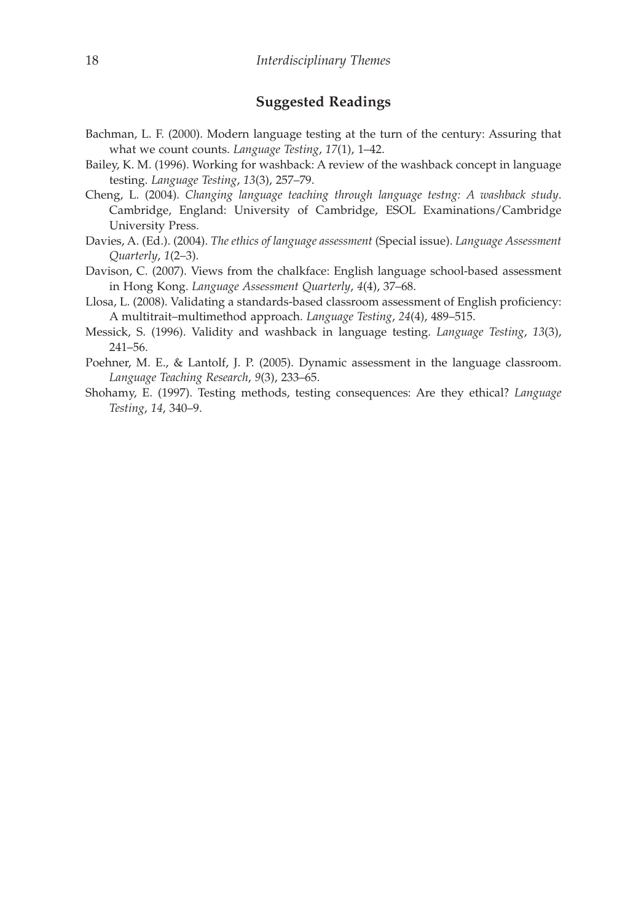## Suggested Readings

Bachman, L. F. (2000). Modern language testing at the turn of the century: Assuring that what we count counts. *Language Testing*, *17*(1), 1–42.

Bailey, K. M. (1996). Working for washback: A review of the washback concept in language testing. *Language Testing*, *13*(3), 257–79.

Cheng, L. (2004). *Changing language teaching through language testng: A washback study*. Cambridge, England: University of Cambridge, ESOL Examinations/Cambridge University Press.

Davies, A. (Ed.). (2004). *The ethics of language assessment* (Special issue). *Language Assessment Quarterly*, *1*(2–3).

Davison, C. (2007). Views from the chalkface: English language school-based assessment in Hong Kong. *Language Assessment Quarterly*, *4*(4), 37–68.

Llosa, L. (2008). Validating a standards-based classroom assessment of English proficiency: A multitrait–multimethod approach. *Language Testing*, *24*(4), 489–515.

Messick, S. (1996). Validity and washback in language testing. *Language Testing*, *13*(3), 241–56.

Poehner, M. E., & Lantolf, J. P. (2005). Dynamic assessment in the language classroom. *Language Teaching Research*, *9*(3), 233–65.

Shohamy, E. (1997). Testing methods, testing consequences: Are they ethical? *Language Testing*, *14*, 340–9.